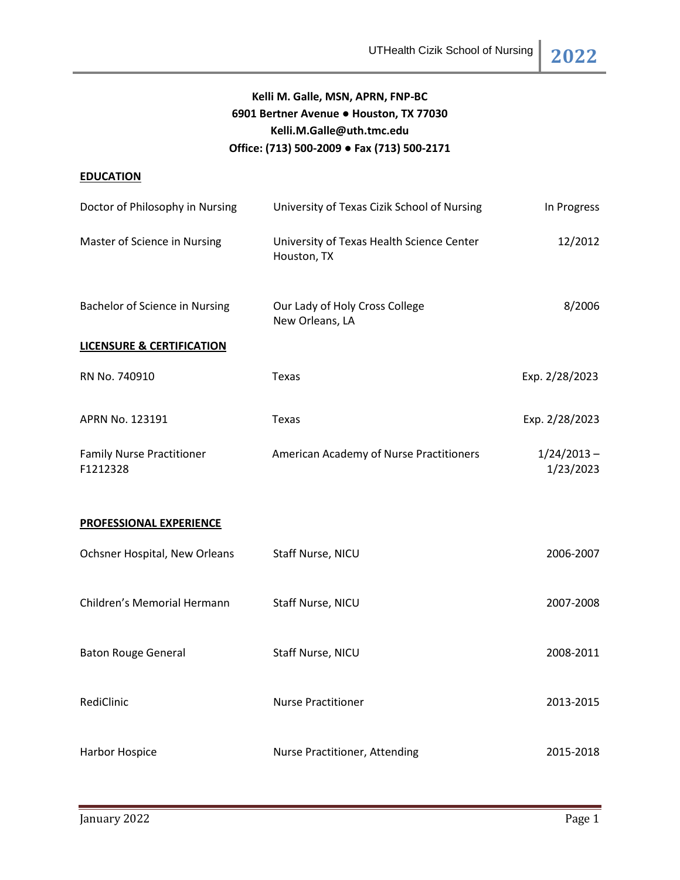**Kelli M. Galle, MSN, APRN, FNP-BC**
**6901 Bertner Avenue ● Houston, TX 77030**
**Kelli.M.Galle@uth.tmc.edu**
**Office: (713) 500-2009 ● Fax (713) 500-2171**

## EDUCATION

| | | |
|---|---|---|
| Doctor of Philosophy in Nursing | University of Texas Cizik School of Nursing | In Progress |
| Master of Science in Nursing | University of Texas Health Science Center Houston, TX | 12/2012 |
| Bachelor of Science in Nursing | Our Lady of Holy Cross College New Orleans, LA | 8/2006 |

## LICENSURE & CERTIFICATION

| | | |
|---|---|---|
| RN No. 740910 | Texas | Exp. 2/28/2023 |
| APRN No. 123191 | Texas | Exp. 2/28/2023 |
| Family Nurse Practitioner F1212328 | American Academy of Nurse Practitioners | 1/24/2013 – 1/23/2023 |

## PROFESSIONAL EXPERIENCE

| | | |
|---|---|---|
| Ochsner Hospital, New Orleans | Staff Nurse, NICU | 2006-2007 |
| Children's Memorial Hermann | Staff Nurse, NICU | 2007-2008 |
| Baton Rouge General | Staff Nurse, NICU | 2008-2011 |
| RediClinic | Nurse Practitioner | 2013-2015 |
| Harbor Hospice | Nurse Practitioner, Attending | 2015-2018 |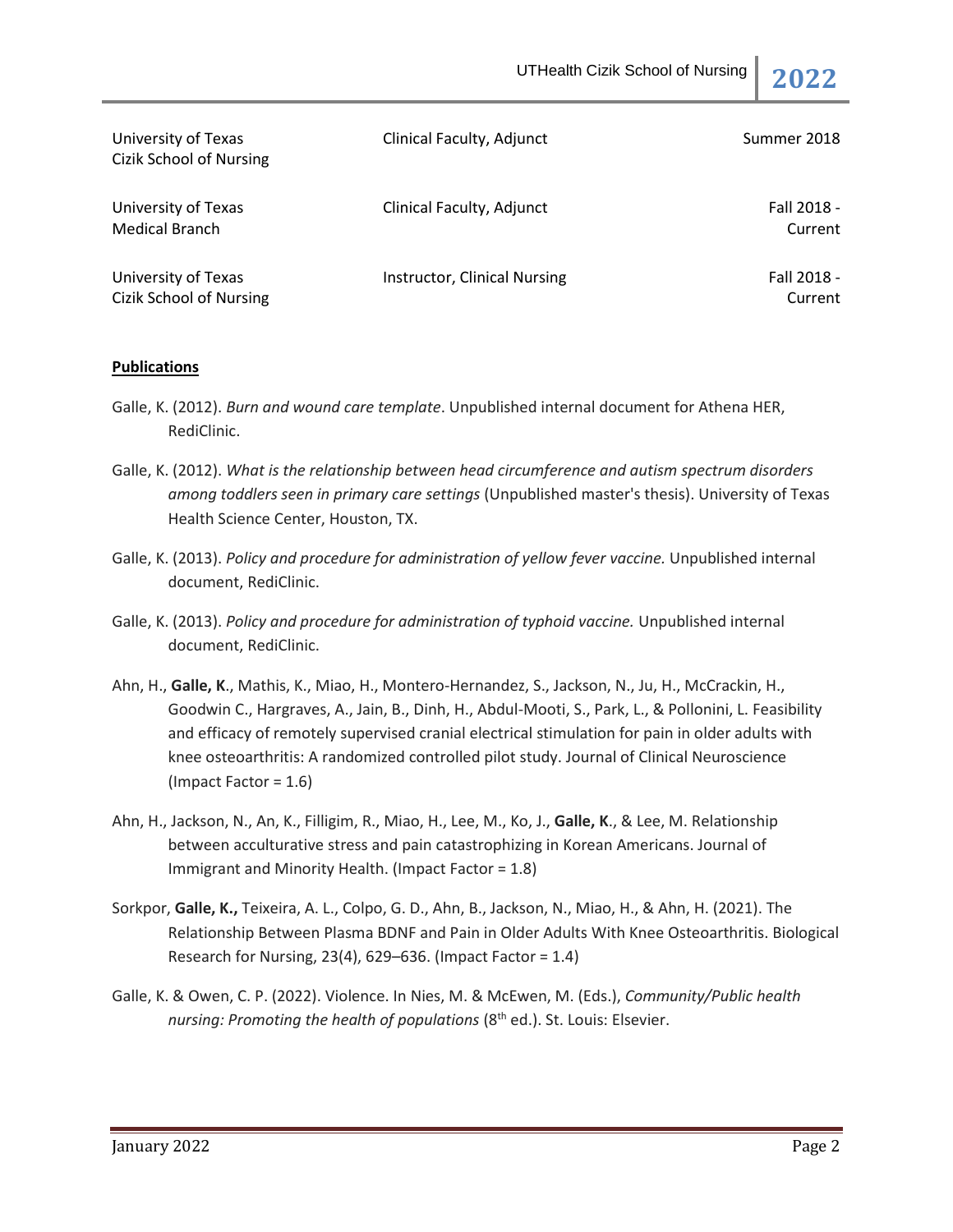| | | |
|---|---|---|
| University of Texas<br>Cizik School of Nursing | Clinical Faculty, Adjunct | Summer 2018 |
| University of Texas<br>Medical Branch | Clinical Faculty, Adjunct | Fall 2018 - Current |
| University of Texas<br>Cizik School of Nursing | Instructor, Clinical Nursing | Fall 2018 - Current |

**Publications**

Galle, K. (2012). *Burn and wound care template*. Unpublished internal document for Athena HER, RediClinic.

Galle, K. (2012). *What is the relationship between head circumference and autism spectrum disorders among toddlers seen in primary care settings* (Unpublished master's thesis). University of Texas Health Science Center, Houston, TX.

Galle, K. (2013). *Policy and procedure for administration of yellow fever vaccine.* Unpublished internal document, RediClinic.

Galle, K. (2013). *Policy and procedure for administration of typhoid vaccine.* Unpublished internal document, RediClinic.

Ahn, H., **Galle, K**., Mathis, K., Miao, H., Montero-Hernandez, S., Jackson, N., Ju, H., McCrackin, H., Goodwin C., Hargraves, A., Jain, B., Dinh, H., Abdul-Mooti, S., Park, L., & Pollonini, L. Feasibility and efficacy of remotely supervised cranial electrical stimulation for pain in older adults with knee osteoarthritis: A randomized controlled pilot study. Journal of Clinical Neuroscience (Impact Factor = 1.6)

Ahn, H., Jackson, N., An, K., Filligim, R., Miao, H., Lee, M., Ko, J., **Galle, K**., & Lee, M. Relationship between acculturative stress and pain catastrophizing in Korean Americans. Journal of Immigrant and Minority Health. (Impact Factor = 1.8)

Sorkpor, **Galle, K.,** Teixeira, A. L., Colpo, G. D., Ahn, B., Jackson, N., Miao, H., & Ahn, H. (2021). The Relationship Between Plasma BDNF and Pain in Older Adults With Knee Osteoarthritis. Biological Research for Nursing, 23(4), 629–636. (Impact Factor = 1.4)

Galle, K. & Owen, C. P. (2022). Violence. In Nies, M. & McEwen, M. (Eds.), *Community/Public health nursing: Promoting the health of populations* (8th ed.). St. Louis: Elsevier.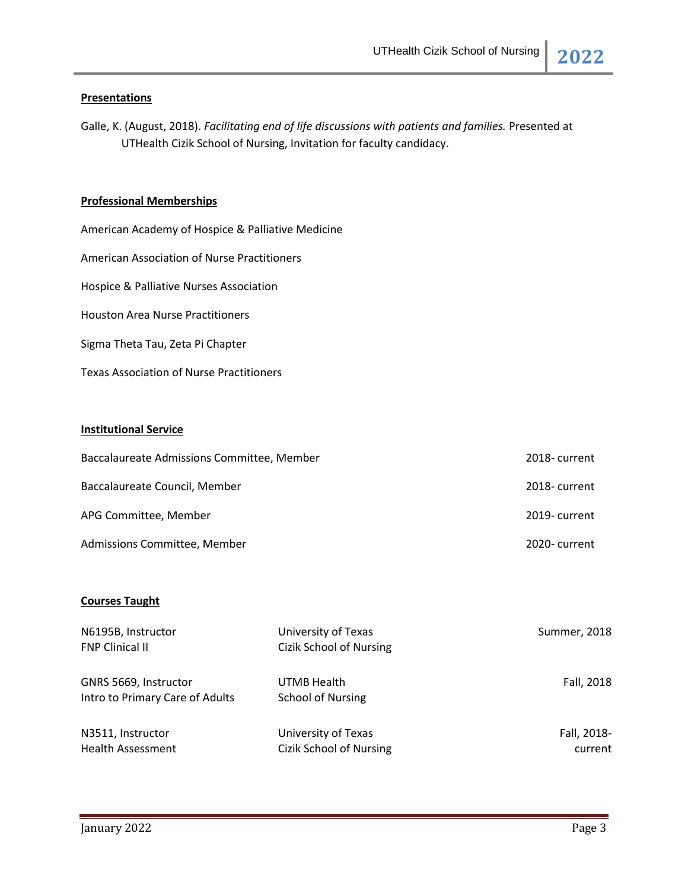## Presentations

Galle, K. (August, 2018). *Facilitating end of life discussions with patients and families.* Presented at UTHealth Cizik School of Nursing, Invitation for faculty candidacy.

## Professional Memberships

American Academy of Hospice & Palliative Medicine

American Association of Nurse Practitioners

Hospice & Palliative Nurses Association

Houston Area Nurse Practitioners

Sigma Theta Tau, Zeta Pi Chapter

Texas Association of Nurse Practitioners

## Institutional Service

| | |
|---|---|
| Baccalaureate Admissions Committee, Member | 2018- current |
| Baccalaureate Council, Member | 2018- current |
| APG Committee, Member | 2019- current |
| Admissions Committee, Member | 2020- current |

## Courses Taught

| | | |
|---|---|---|
| N6195B, Instructor<br>FNP Clinical II | University of Texas<br>Cizik School of Nursing | Summer, 2018 |
| GNRS 5669, Instructor<br>Intro to Primary Care of Adults | UTMB Health<br>School of Nursing | Fall, 2018 |
| N3511, Instructor<br>Health Assessment | University of Texas<br>Cizik School of Nursing | Fall, 2018-<br>current |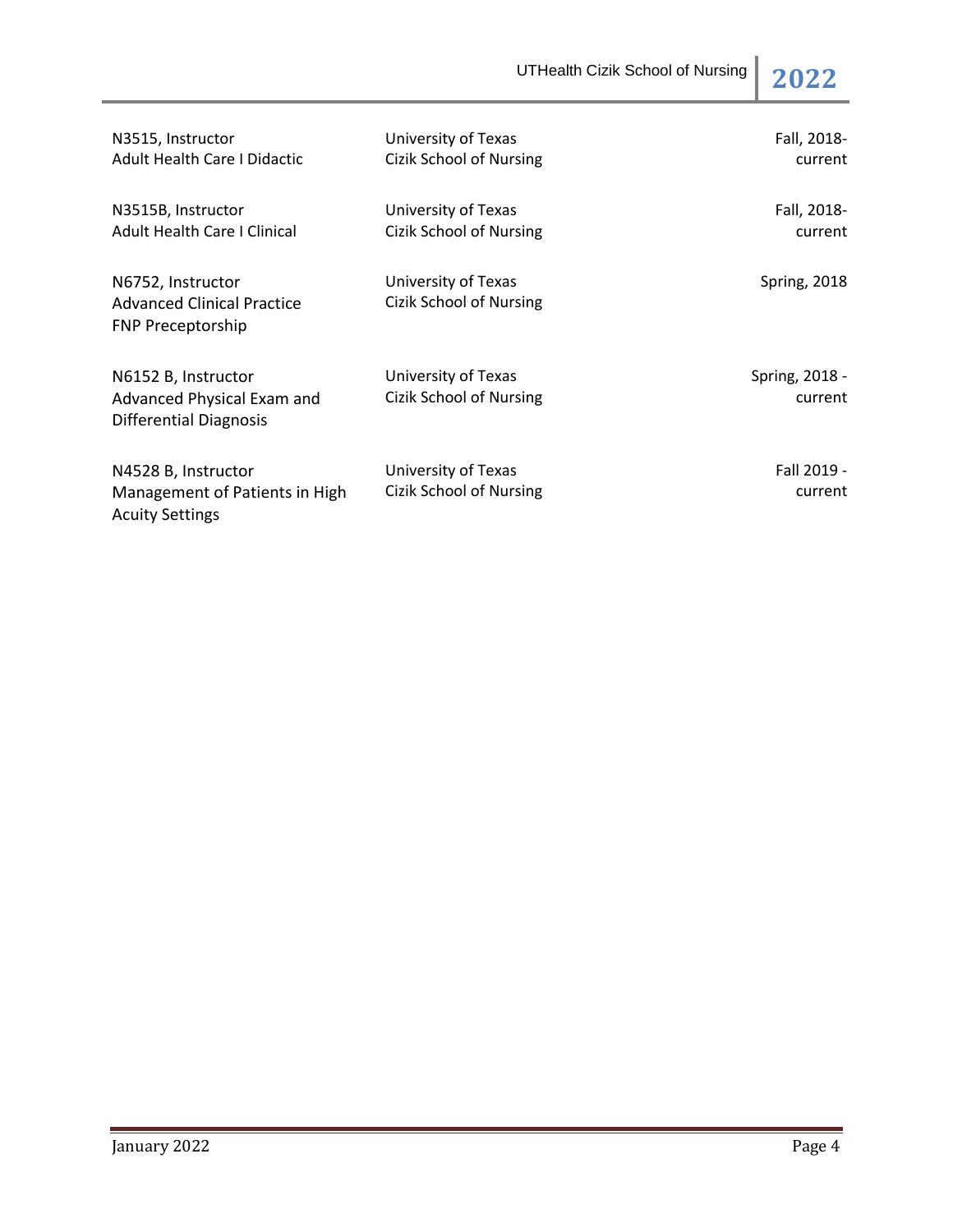| | | |
|---|---|---|
| N3515, Instructor<br>Adult Health Care I Didactic | University of Texas<br>Cizik School of Nursing | Fall, 2018-<br>current |
| N3515B, Instructor<br>Adult Health Care I Clinical | University of Texas<br>Cizik School of Nursing | Fall, 2018-<br>current |
| N6752, Instructor<br>Advanced Clinical Practice<br>FNP Preceptorship | University of Texas<br>Cizik School of Nursing | Spring, 2018 |
| N6152 B, Instructor<br>Advanced Physical Exam and<br>Differential Diagnosis | University of Texas<br>Cizik School of Nursing | Spring, 2018 -<br>current |
| N4528 B, Instructor<br>Management of Patients in High<br>Acuity Settings | University of Texas<br>Cizik School of Nursing | Fall 2019 -<br>current |